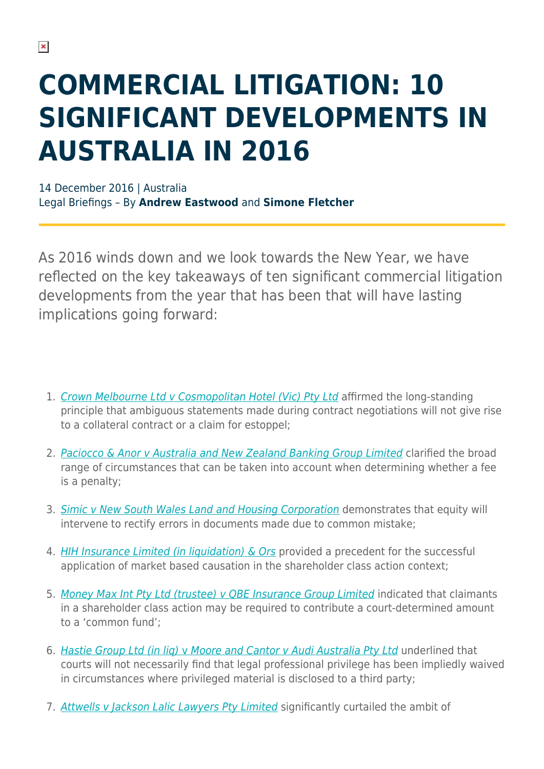# COMMERCIAL LITIGATION: 10 SIGNIFICANT DEVELOPMENTS IN AUSTRALIA IN 2016

14 December 2016 | Australia
Legal Briefings – By **Andrew Eastwood** and **Simone Fletcher**

As 2016 winds down and we look towards the New Year, we have reflected on the key takeaways of ten significant commercial litigation developments from the year that has been that will have lasting implications going forward:

1. *Crown Melbourne Ltd v Cosmopolitan Hotel (Vic) Pty Ltd* affirmed the long-standing principle that ambiguous statements made during contract negotiations will not give rise to a collateral contract or a claim for estoppel;
2. *Paciocco & Anor v Australia and New Zealand Banking Group Limited* clarified the broad range of circumstances that can be taken into account when determining whether a fee is a penalty;
3. *Simic v New South Wales Land and Housing Corporation* demonstrates that equity will intervene to rectify errors in documents made due to common mistake;
4. *HIH Insurance Limited (in liquidation) & Ors* provided a precedent for the successful application of market based causation in the shareholder class action context;
5. *Money Max Int Pty Ltd (trustee) v QBE Insurance Group Limited* indicated that claimants in a shareholder class action may be required to contribute a court-determined amount to a 'common fund';
6. *Hastie Group Ltd (in liq) v Moore and Cantor v Audi Australia Pty Ltd* underlined that courts will not necessarily find that legal professional privilege has been impliedly waived in circumstances where privileged material is disclosed to a third party;
7. *Attwells v Jackson Lalic Lawyers Pty Limited* significantly curtailed the ambit of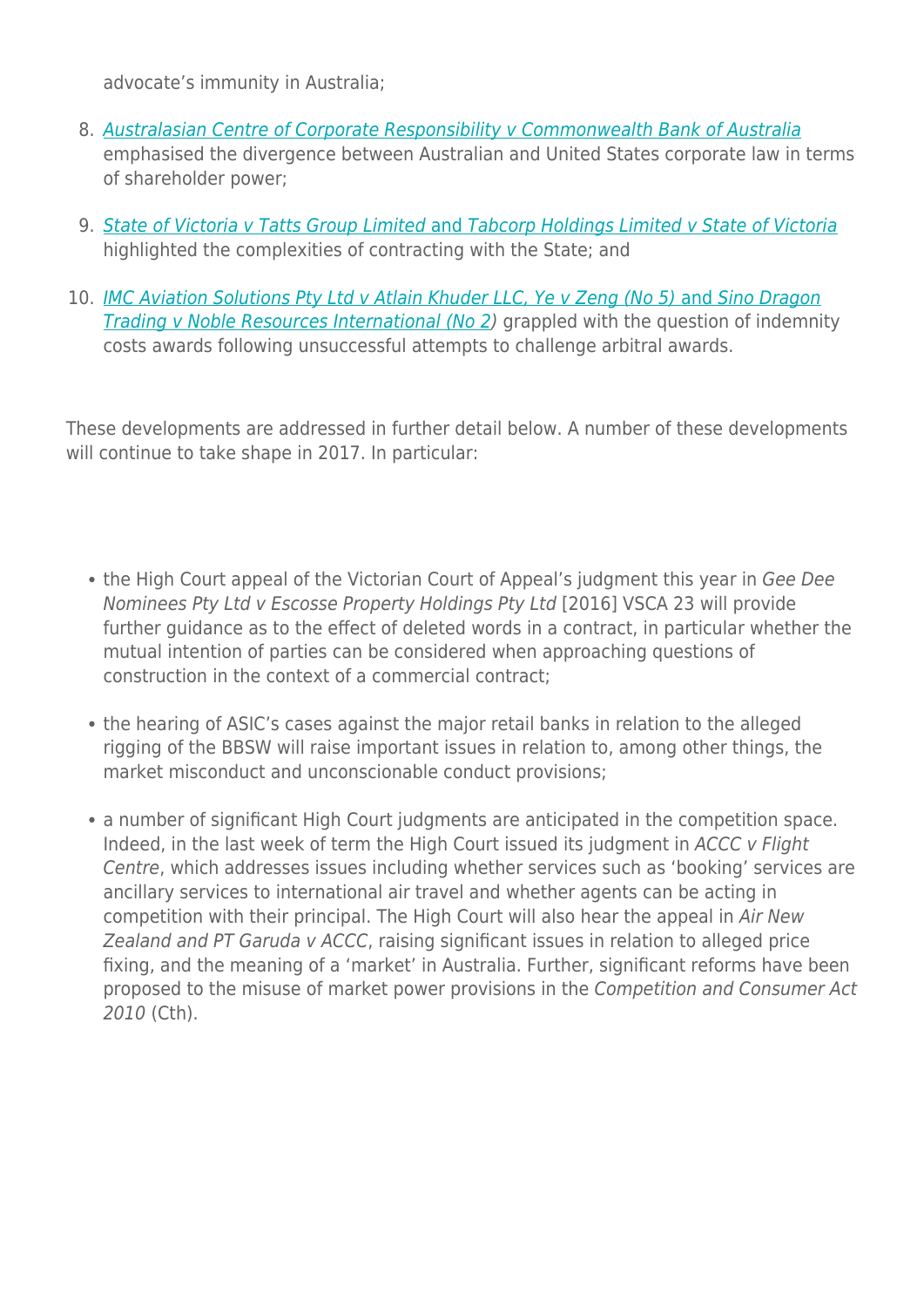advocate's immunity in Australia;

8. *Australasian Centre of Corporate Responsibility v Commonwealth Bank of Australia* emphasised the divergence between Australian and United States corporate law in terms of shareholder power;

9. *State of Victoria v Tatts Group Limited* and *Tabcorp Holdings Limited v State of Victoria* highlighted the complexities of contracting with the State; and

10. *IMC Aviation Solutions Pty Ltd v Atlain Khuder LLC, Ye v Zeng (No 5)* and *Sino Dragon Trading v Noble Resources International (No 2)* grappled with the question of indemnity costs awards following unsuccessful attempts to challenge arbitral awards.

These developments are addressed in further detail below. A number of these developments will continue to take shape in 2017. In particular:

- the High Court appeal of the Victorian Court of Appeal's judgment this year in *Gee Dee Nominees Pty Ltd v Escosse Property Holdings Pty Ltd* [2016] VSCA 23 will provide further guidance as to the effect of deleted words in a contract, in particular whether the mutual intention of parties can be considered when approaching questions of construction in the context of a commercial contract;

- the hearing of ASIC's cases against the major retail banks in relation to the alleged rigging of the BBSW will raise important issues in relation to, among other things, the market misconduct and unconscionable conduct provisions;

- a number of significant High Court judgments are anticipated in the competition space. Indeed, in the last week of term the High Court issued its judgment in *ACCC v Flight Centre*, which addresses issues including whether services such as 'booking' services are ancillary services to international air travel and whether agents can be acting in competition with their principal. The High Court will also hear the appeal in *Air New Zealand and PT Garuda v ACCC*, raising significant issues in relation to alleged price fixing, and the meaning of a 'market' in Australia. Further, significant reforms have been proposed to the misuse of market power provisions in the *Competition and Consumer Act 2010* (Cth).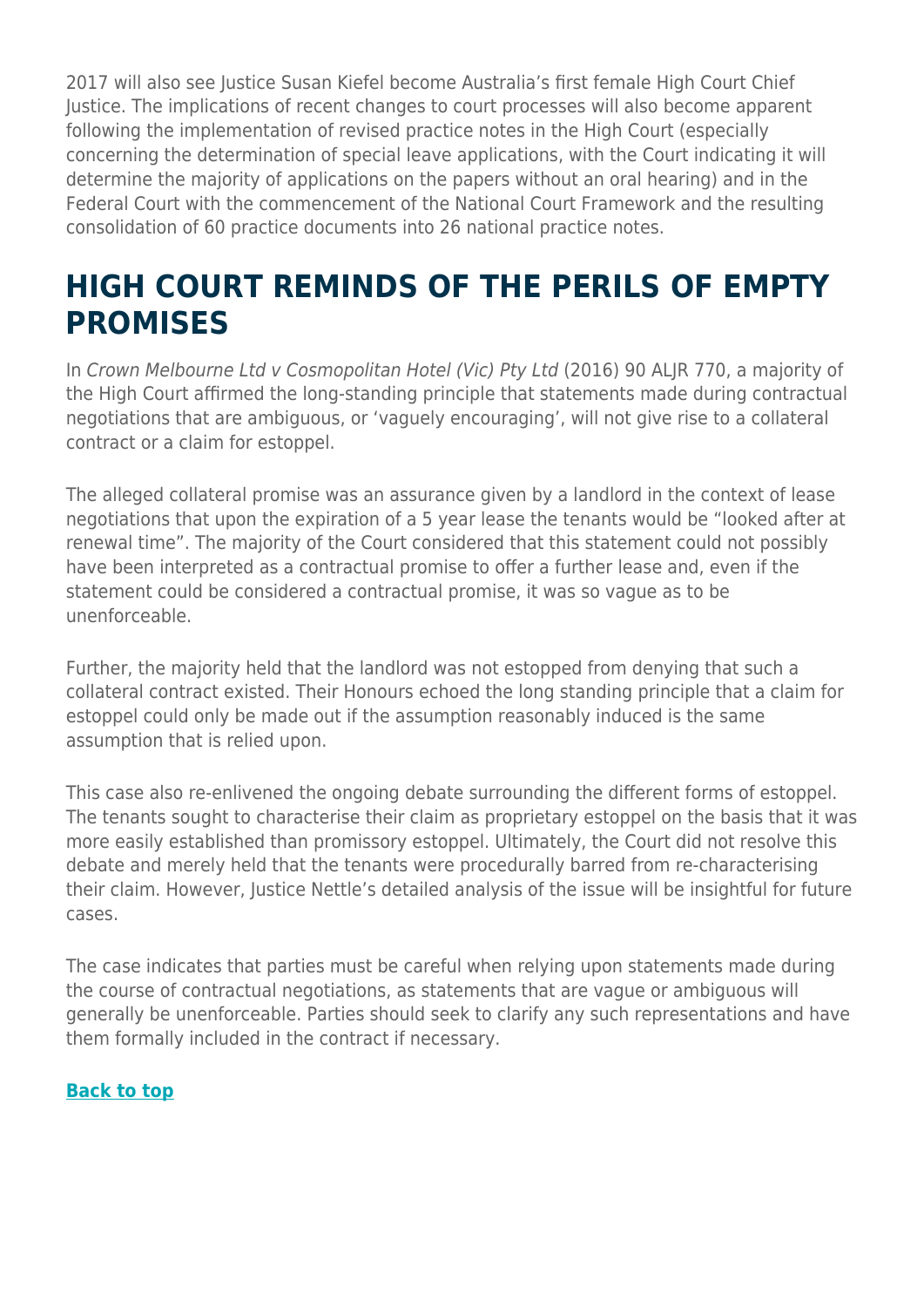2017 will also see Justice Susan Kiefel become Australia's first female High Court Chief Justice. The implications of recent changes to court processes will also become apparent following the implementation of revised practice notes in the High Court (especially concerning the determination of special leave applications, with the Court indicating it will determine the majority of applications on the papers without an oral hearing) and in the Federal Court with the commencement of the National Court Framework and the resulting consolidation of 60 practice documents into 26 national practice notes.

## HIGH COURT REMINDS OF THE PERILS OF EMPTY PROMISES

In *Crown Melbourne Ltd v Cosmopolitan Hotel (Vic) Pty Ltd* (2016) 90 ALJR 770, a majority of the High Court affirmed the long-standing principle that statements made during contractual negotiations that are ambiguous, or 'vaguely encouraging', will not give rise to a collateral contract or a claim for estoppel.

The alleged collateral promise was an assurance given by a landlord in the context of lease negotiations that upon the expiration of a 5 year lease the tenants would be "looked after at renewal time". The majority of the Court considered that this statement could not possibly have been interpreted as a contractual promise to offer a further lease and, even if the statement could be considered a contractual promise, it was so vague as to be unenforceable.

Further, the majority held that the landlord was not estopped from denying that such a collateral contract existed. Their Honours echoed the long standing principle that a claim for estoppel could only be made out if the assumption reasonably induced is the same assumption that is relied upon.

This case also re-enlivened the ongoing debate surrounding the different forms of estoppel. The tenants sought to characterise their claim as proprietary estoppel on the basis that it was more easily established than promissory estoppel. Ultimately, the Court did not resolve this debate and merely held that the tenants were procedurally barred from re-characterising their claim. However, Justice Nettle's detailed analysis of the issue will be insightful for future cases.

The case indicates that parties must be careful when relying upon statements made during the course of contractual negotiations, as statements that are vague or ambiguous will generally be unenforceable. Parties should seek to clarify any such representations and have them formally included in the contract if necessary.

**Back to top**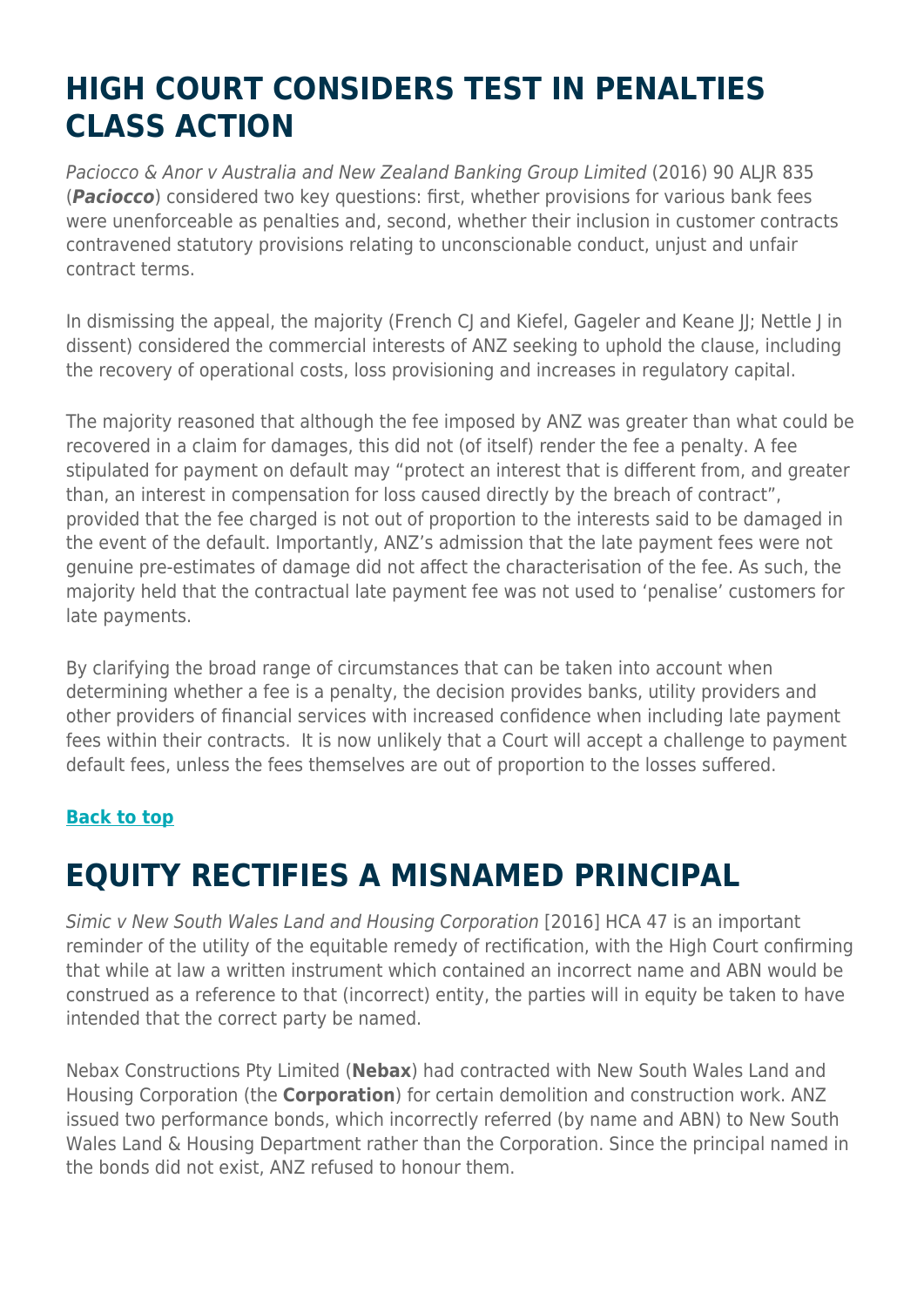## HIGH COURT CONSIDERS TEST IN PENALTIES CLASS ACTION

*Paciocco & Anor v Australia and New Zealand Banking Group Limited* (2016) 90 ALJR 835 (***Paciocco***) considered two key questions: first, whether provisions for various bank fees were unenforceable as penalties and, second, whether their inclusion in customer contracts contravened statutory provisions relating to unconscionable conduct, unjust and unfair contract terms.

In dismissing the appeal, the majority (French CJ and Kiefel, Gageler and Keane JJ; Nettle J in dissent) considered the commercial interests of ANZ seeking to uphold the clause, including the recovery of operational costs, loss provisioning and increases in regulatory capital.

The majority reasoned that although the fee imposed by ANZ was greater than what could be recovered in a claim for damages, this did not (of itself) render the fee a penalty. A fee stipulated for payment on default may "protect an interest that is different from, and greater than, an interest in compensation for loss caused directly by the breach of contract", provided that the fee charged is not out of proportion to the interests said to be damaged in the event of the default. Importantly, ANZ's admission that the late payment fees were not genuine pre-estimates of damage did not affect the characterisation of the fee. As such, the majority held that the contractual late payment fee was not used to 'penalise' customers for late payments.

By clarifying the broad range of circumstances that can be taken into account when determining whether a fee is a penalty, the decision provides banks, utility providers and other providers of financial services with increased confidence when including late payment fees within their contracts. It is now unlikely that a Court will accept a challenge to payment default fees, unless the fees themselves are out of proportion to the losses suffered.

**Back to top**

## EQUITY RECTIFIES A MISNAMED PRINCIPAL

*Simic v New South Wales Land and Housing Corporation* [2016] HCA 47 is an important reminder of the utility of the equitable remedy of rectification, with the High Court confirming that while at law a written instrument which contained an incorrect name and ABN would be construed as a reference to that (incorrect) entity, the parties will in equity be taken to have intended that the correct party be named.

Nebax Constructions Pty Limited (**Nebax**) had contracted with New South Wales Land and Housing Corporation (the **Corporation**) for certain demolition and construction work. ANZ issued two performance bonds, which incorrectly referred (by name and ABN) to New South Wales Land & Housing Department rather than the Corporation. Since the principal named in the bonds did not exist, ANZ refused to honour them.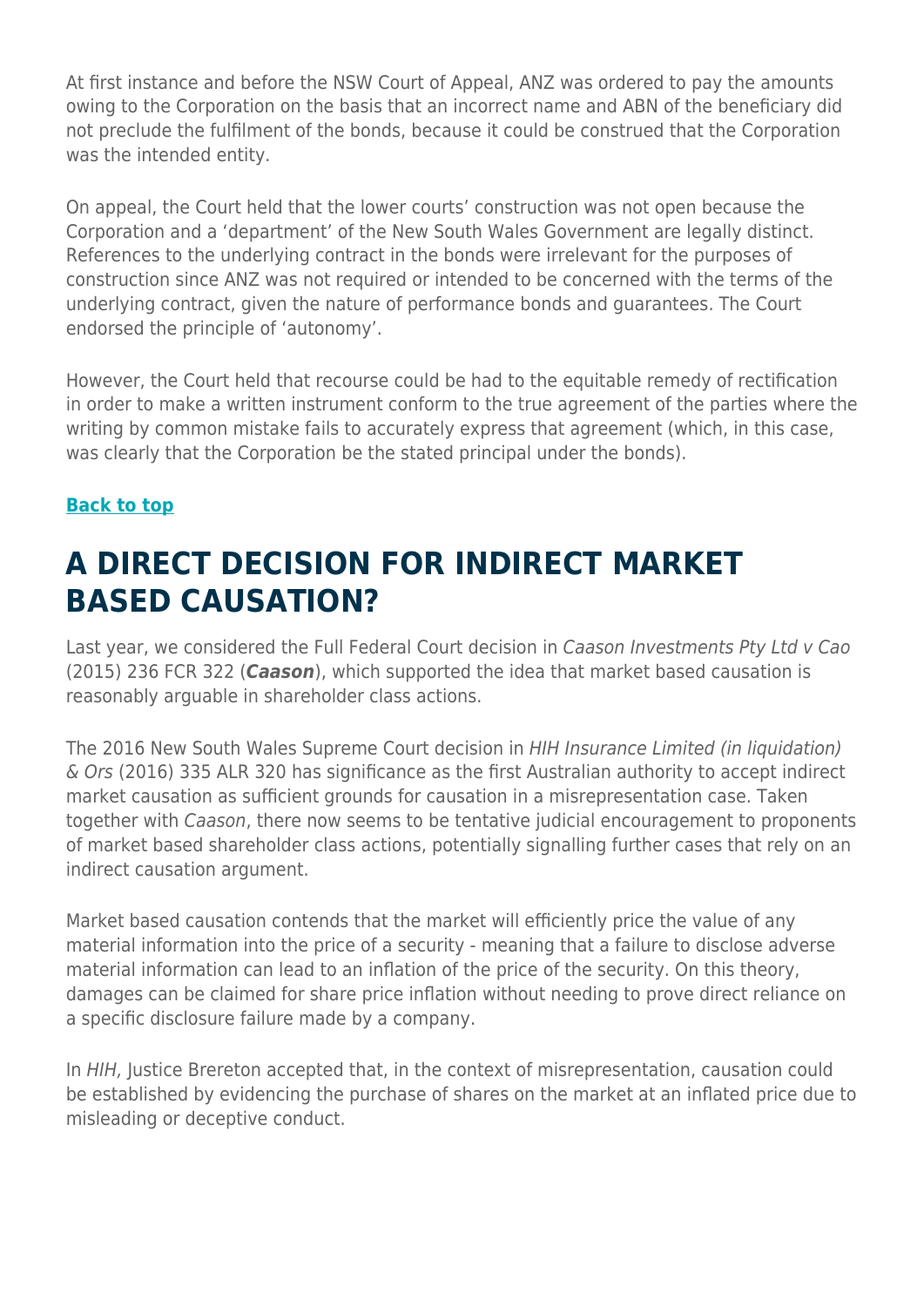At first instance and before the NSW Court of Appeal, ANZ was ordered to pay the amounts owing to the Corporation on the basis that an incorrect name and ABN of the beneficiary did not preclude the fulfilment of the bonds, because it could be construed that the Corporation was the intended entity.

On appeal, the Court held that the lower courts' construction was not open because the Corporation and a 'department' of the New South Wales Government are legally distinct. References to the underlying contract in the bonds were irrelevant for the purposes of construction since ANZ was not required or intended to be concerned with the terms of the underlying contract, given the nature of performance bonds and guarantees. The Court endorsed the principle of 'autonomy'.

However, the Court held that recourse could be had to the equitable remedy of rectification in order to make a written instrument conform to the true agreement of the parties where the writing by common mistake fails to accurately express that agreement (which, in this case, was clearly that the Corporation be the stated principal under the bonds).

**Back to top**

# A DIRECT DECISION FOR INDIRECT MARKET BASED CAUSATION?

Last year, we considered the Full Federal Court decision in *Caason Investments Pty Ltd v Cao* (2015) 236 FCR 322 (***Caason***), which supported the idea that market based causation is reasonably arguable in shareholder class actions.

The 2016 New South Wales Supreme Court decision in *HIH Insurance Limited (in liquidation) & Ors* (2016) 335 ALR 320 has significance as the first Australian authority to accept indirect market causation as sufficient grounds for causation in a misrepresentation case. Taken together with *Caason*, there now seems to be tentative judicial encouragement to proponents of market based shareholder class actions, potentially signalling further cases that rely on an indirect causation argument.

Market based causation contends that the market will efficiently price the value of any material information into the price of a security - meaning that a failure to disclose adverse material information can lead to an inflation of the price of the security. On this theory, damages can be claimed for share price inflation without needing to prove direct reliance on a specific disclosure failure made by a company.

In *HIH,* Justice Brereton accepted that, in the context of misrepresentation, causation could be established by evidencing the purchase of shares on the market at an inflated price due to misleading or deceptive conduct.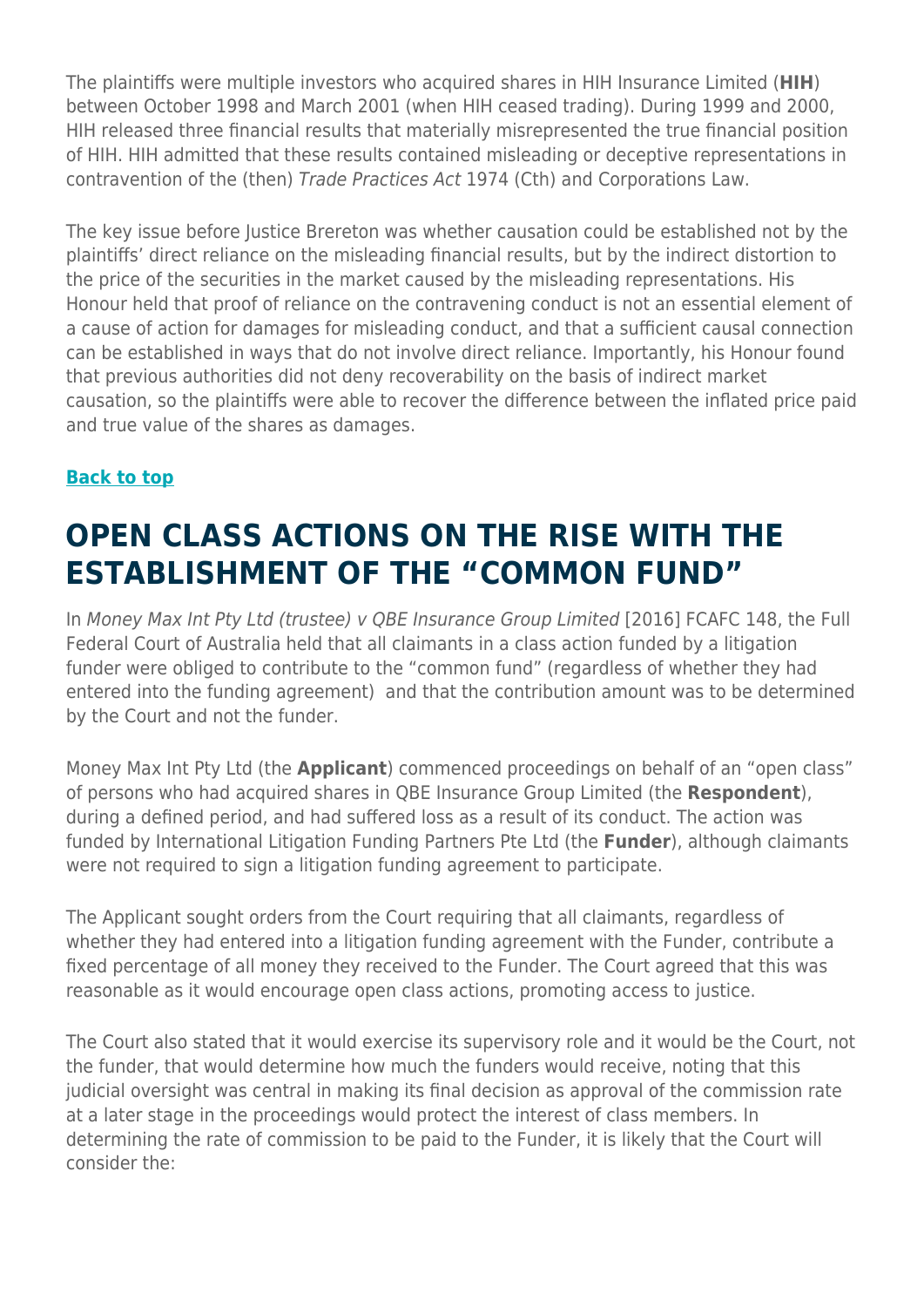The plaintiffs were multiple investors who acquired shares in HIH Insurance Limited (**HIH**) between October 1998 and March 2001 (when HIH ceased trading). During 1999 and 2000, HIH released three financial results that materially misrepresented the true financial position of HIH. HIH admitted that these results contained misleading or deceptive representations in contravention of the (then) *Trade Practices Act* 1974 (Cth) and Corporations Law.

The key issue before Justice Brereton was whether causation could be established not by the plaintiffs' direct reliance on the misleading financial results, but by the indirect distortion to the price of the securities in the market caused by the misleading representations. His Honour held that proof of reliance on the contravening conduct is not an essential element of a cause of action for damages for misleading conduct, and that a sufficient causal connection can be established in ways that do not involve direct reliance. Importantly, his Honour found that previous authorities did not deny recoverability on the basis of indirect market causation, so the plaintiffs were able to recover the difference between the inflated price paid and true value of the shares as damages.

**Back to top**

# OPEN CLASS ACTIONS ON THE RISE WITH THE ESTABLISHMENT OF THE "COMMON FUND"

In *Money Max Int Pty Ltd (trustee) v QBE Insurance Group Limited* [2016] FCAFC 148, the Full Federal Court of Australia held that all claimants in a class action funded by a litigation funder were obliged to contribute to the "common fund" (regardless of whether they had entered into the funding agreement) and that the contribution amount was to be determined by the Court and not the funder.

Money Max Int Pty Ltd (the **Applicant**) commenced proceedings on behalf of an "open class" of persons who had acquired shares in QBE Insurance Group Limited (the **Respondent**), during a defined period, and had suffered loss as a result of its conduct. The action was funded by International Litigation Funding Partners Pte Ltd (the **Funder**), although claimants were not required to sign a litigation funding agreement to participate.

The Applicant sought orders from the Court requiring that all claimants, regardless of whether they had entered into a litigation funding agreement with the Funder, contribute a fixed percentage of all money they received to the Funder. The Court agreed that this was reasonable as it would encourage open class actions, promoting access to justice.

The Court also stated that it would exercise its supervisory role and it would be the Court, not the funder, that would determine how much the funders would receive, noting that this judicial oversight was central in making its final decision as approval of the commission rate at a later stage in the proceedings would protect the interest of class members. In determining the rate of commission to be paid to the Funder, it is likely that the Court will consider the: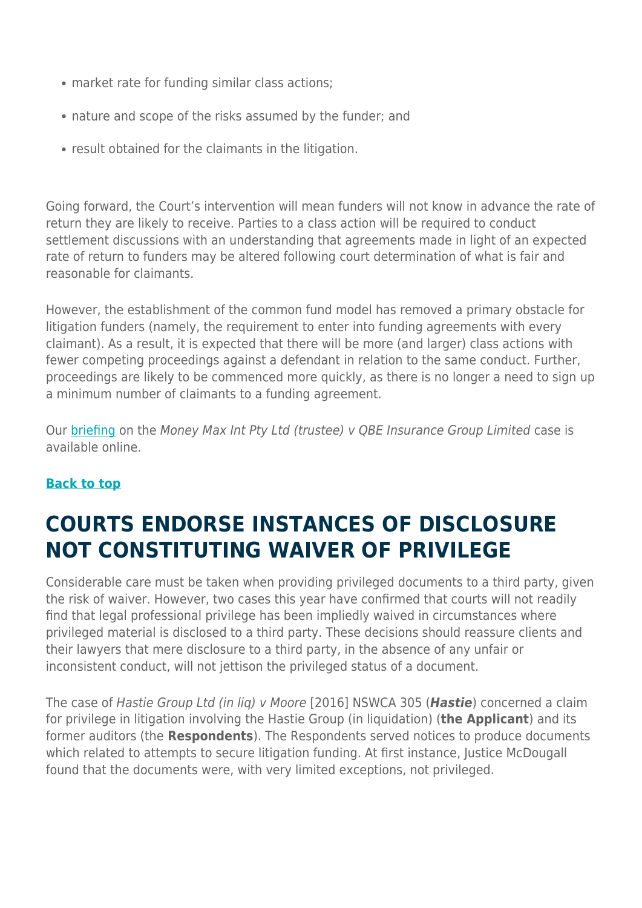- market rate for funding similar class actions;
- nature and scope of the risks assumed by the funder; and
- result obtained for the claimants in the litigation.

Going forward, the Court's intervention will mean funders will not know in advance the rate of return they are likely to receive. Parties to a class action will be required to conduct settlement discussions with an understanding that agreements made in light of an expected rate of return to funders may be altered following court determination of what is fair and reasonable for claimants.

However, the establishment of the common fund model has removed a primary obstacle for litigation funders (namely, the requirement to enter into funding agreements with every claimant). As a result, it is expected that there will be more (and larger) class actions with fewer competing proceedings against a defendant in relation to the same conduct. Further, proceedings are likely to be commenced more quickly, as there is no longer a need to sign up a minimum number of claimants to a funding agreement.

Our briefing on the *Money Max Int Pty Ltd (trustee) v QBE Insurance Group Limited* case is available online.

**Back to top**

## COURTS ENDORSE INSTANCES OF DISCLOSURE NOT CONSTITUTING WAIVER OF PRIVILEGE

Considerable care must be taken when providing privileged documents to a third party, given the risk of waiver. However, two cases this year have confirmed that courts will not readily find that legal professional privilege has been impliedly waived in circumstances where privileged material is disclosed to a third party. These decisions should reassure clients and their lawyers that mere disclosure to a third party, in the absence of any unfair or inconsistent conduct, will not jettison the privileged status of a document.

The case of *Hastie Group Ltd (in liq) v Moore* [2016] NSWCA 305 (***Hastie***) concerned a claim for privilege in litigation involving the Hastie Group (in liquidation) (**the Applicant**) and its former auditors (the **Respondents**). The Respondents served notices to produce documents which related to attempts to secure litigation funding. At first instance, Justice McDougall found that the documents were, with very limited exceptions, not privileged.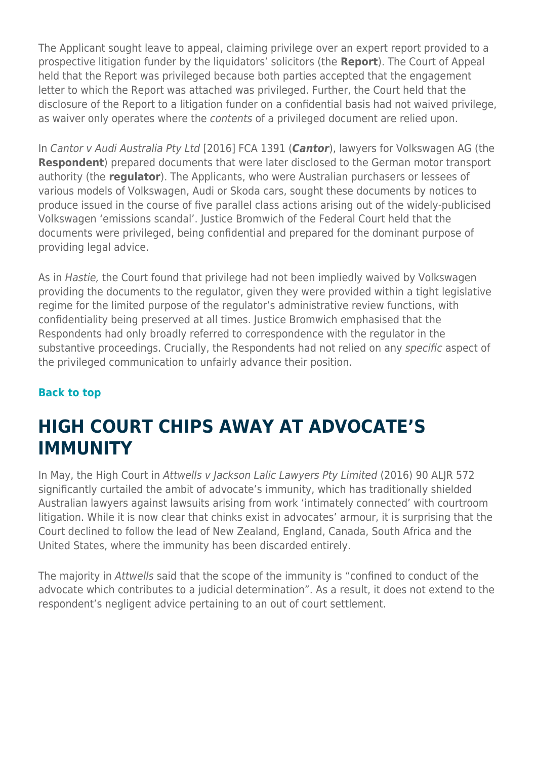The Applicant sought leave to appeal, claiming privilege over an expert report provided to a prospective litigation funder by the liquidators' solicitors (the **Report**). The Court of Appeal held that the Report was privileged because both parties accepted that the engagement letter to which the Report was attached was privileged. Further, the Court held that the disclosure of the Report to a litigation funder on a confidential basis had not waived privilege, as waiver only operates where the *contents* of a privileged document are relied upon.

In *Cantor v Audi Australia Pty Ltd* [2016] FCA 1391 (***Cantor***), lawyers for Volkswagen AG (the **Respondent**) prepared documents that were later disclosed to the German motor transport authority (the **regulator**). The Applicants, who were Australian purchasers or lessees of various models of Volkswagen, Audi or Skoda cars, sought these documents by notices to produce issued in the course of five parallel class actions arising out of the widely-publicised Volkswagen 'emissions scandal'. Justice Bromwich of the Federal Court held that the documents were privileged, being confidential and prepared for the dominant purpose of providing legal advice.

As in *Hastie,* the Court found that privilege had not been impliedly waived by Volkswagen providing the documents to the regulator, given they were provided within a tight legislative regime for the limited purpose of the regulator's administrative review functions, with confidentiality being preserved at all times. Justice Bromwich emphasised that the Respondents had only broadly referred to correspondence with the regulator in the substantive proceedings. Crucially, the Respondents had not relied on any *specific* aspect of the privileged communication to unfairly advance their position.

**Back to top**

# HIGH COURT CHIPS AWAY AT ADVOCATE'S IMMUNITY

In May, the High Court in *Attwells v Jackson Lalic Lawyers Pty Limited* (2016) 90 ALJR 572 significantly curtailed the ambit of advocate's immunity, which has traditionally shielded Australian lawyers against lawsuits arising from work 'intimately connected' with courtroom litigation. While it is now clear that chinks exist in advocates' armour, it is surprising that the Court declined to follow the lead of New Zealand, England, Canada, South Africa and the United States, where the immunity has been discarded entirely.

The majority in *Attwells* said that the scope of the immunity is "confined to conduct of the advocate which contributes to a judicial determination". As a result, it does not extend to the respondent's negligent advice pertaining to an out of court settlement.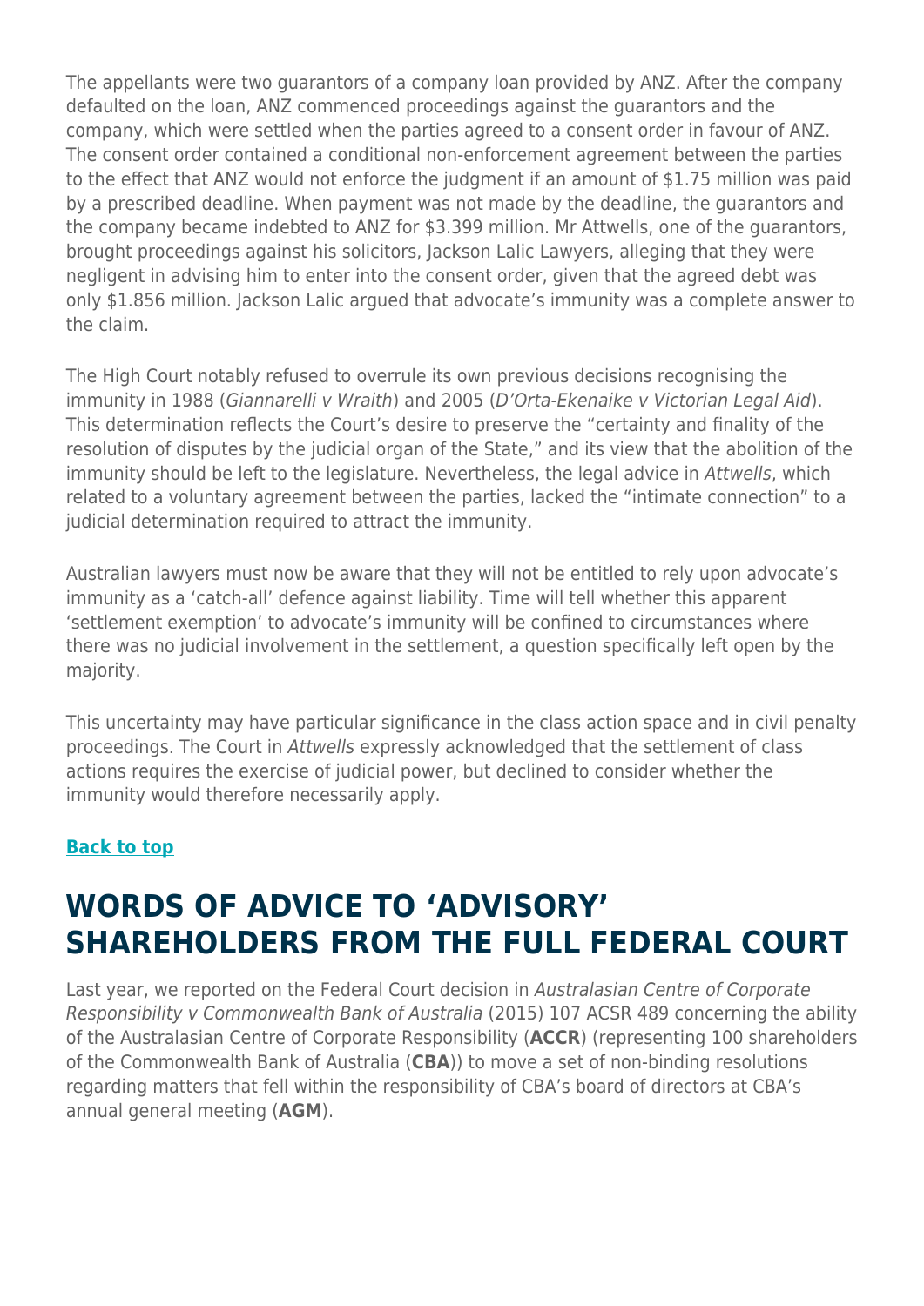The appellants were two guarantors of a company loan provided by ANZ. After the company defaulted on the loan, ANZ commenced proceedings against the guarantors and the company, which were settled when the parties agreed to a consent order in favour of ANZ. The consent order contained a conditional non-enforcement agreement between the parties to the effect that ANZ would not enforce the judgment if an amount of $1.75 million was paid by a prescribed deadline. When payment was not made by the deadline, the guarantors and the company became indebted to ANZ for $3.399 million. Mr Attwells, one of the guarantors, brought proceedings against his solicitors, Jackson Lalic Lawyers, alleging that they were negligent in advising him to enter into the consent order, given that the agreed debt was only $1.856 million. Jackson Lalic argued that advocate's immunity was a complete answer to the claim.

The High Court notably refused to overrule its own previous decisions recognising the immunity in 1988 (*Giannarelli v Wraith*) and 2005 (*D'Orta-Ekenaike v Victorian Legal Aid*). This determination reflects the Court's desire to preserve the "certainty and finality of the resolution of disputes by the judicial organ of the State," and its view that the abolition of the immunity should be left to the legislature. Nevertheless, the legal advice in *Attwells*, which related to a voluntary agreement between the parties, lacked the "intimate connection" to a judicial determination required to attract the immunity.

Australian lawyers must now be aware that they will not be entitled to rely upon advocate's immunity as a 'catch-all' defence against liability. Time will tell whether this apparent 'settlement exemption' to advocate's immunity will be confined to circumstances where there was no judicial involvement in the settlement, a question specifically left open by the majority.

This uncertainty may have particular significance in the class action space and in civil penalty proceedings. The Court in *Attwells* expressly acknowledged that the settlement of class actions requires the exercise of judicial power, but declined to consider whether the immunity would therefore necessarily apply.

**Back to top**

# WORDS OF ADVICE TO 'ADVISORY' SHAREHOLDERS FROM THE FULL FEDERAL COURT

Last year, we reported on the Federal Court decision in *Australasian Centre of Corporate Responsibility v Commonwealth Bank of Australia* (2015) 107 ACSR 489 concerning the ability of the Australasian Centre of Corporate Responsibility (**ACCR**) (representing 100 shareholders of the Commonwealth Bank of Australia (**CBA**)) to move a set of non-binding resolutions regarding matters that fell within the responsibility of CBA's board of directors at CBA's annual general meeting (**AGM**).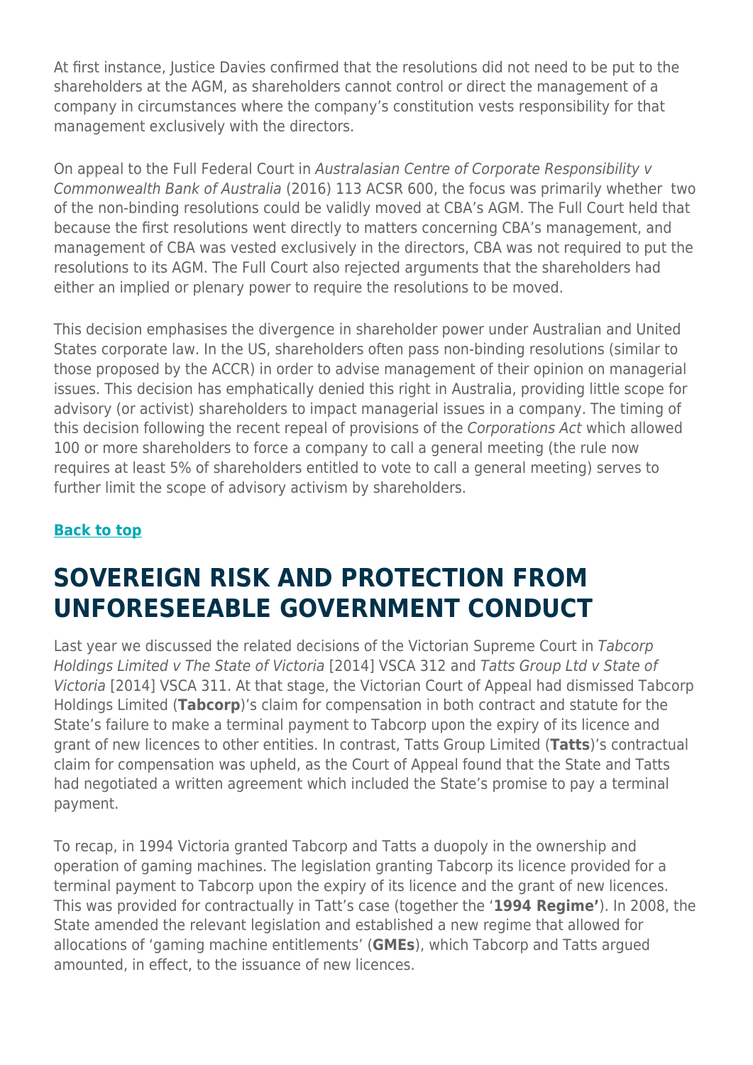At first instance, Justice Davies confirmed that the resolutions did not need to be put to the shareholders at the AGM, as shareholders cannot control or direct the management of a company in circumstances where the company's constitution vests responsibility for that management exclusively with the directors.

On appeal to the Full Federal Court in *Australasian Centre of Corporate Responsibility v Commonwealth Bank of Australia* (2016) 113 ACSR 600, the focus was primarily whether two of the non-binding resolutions could be validly moved at CBA's AGM. The Full Court held that because the first resolutions went directly to matters concerning CBA's management, and management of CBA was vested exclusively in the directors, CBA was not required to put the resolutions to its AGM. The Full Court also rejected arguments that the shareholders had either an implied or plenary power to require the resolutions to be moved.

This decision emphasises the divergence in shareholder power under Australian and United States corporate law. In the US, shareholders often pass non-binding resolutions (similar to those proposed by the ACCR) in order to advise management of their opinion on managerial issues. This decision has emphatically denied this right in Australia, providing little scope for advisory (or activist) shareholders to impact managerial issues in a company. The timing of this decision following the recent repeal of provisions of the *Corporations Act* which allowed 100 or more shareholders to force a company to call a general meeting (the rule now requires at least 5% of shareholders entitled to vote to call a general meeting) serves to further limit the scope of advisory activism by shareholders.

**Back to top**

## SOVEREIGN RISK AND PROTECTION FROM UNFORESEEABLE GOVERNMENT CONDUCT

Last year we discussed the related decisions of the Victorian Supreme Court in *Tabcorp Holdings Limited v The State of Victoria* [2014] VSCA 312 and *Tatts Group Ltd v State of Victoria* [2014] VSCA 311. At that stage, the Victorian Court of Appeal had dismissed Tabcorp Holdings Limited (**Tabcorp**)'s claim for compensation in both contract and statute for the State's failure to make a terminal payment to Tabcorp upon the expiry of its licence and grant of new licences to other entities. In contrast, Tatts Group Limited (**Tatts**)'s contractual claim for compensation was upheld, as the Court of Appeal found that the State and Tatts had negotiated a written agreement which included the State's promise to pay a terminal payment.

To recap, in 1994 Victoria granted Tabcorp and Tatts a duopoly in the ownership and operation of gaming machines. The legislation granting Tabcorp its licence provided for a terminal payment to Tabcorp upon the expiry of its licence and the grant of new licences. This was provided for contractually in Tatt's case (together the '**1994 Regime'**). In 2008, the State amended the relevant legislation and established a new regime that allowed for allocations of 'gaming machine entitlements' (**GMEs**), which Tabcorp and Tatts argued amounted, in effect, to the issuance of new licences.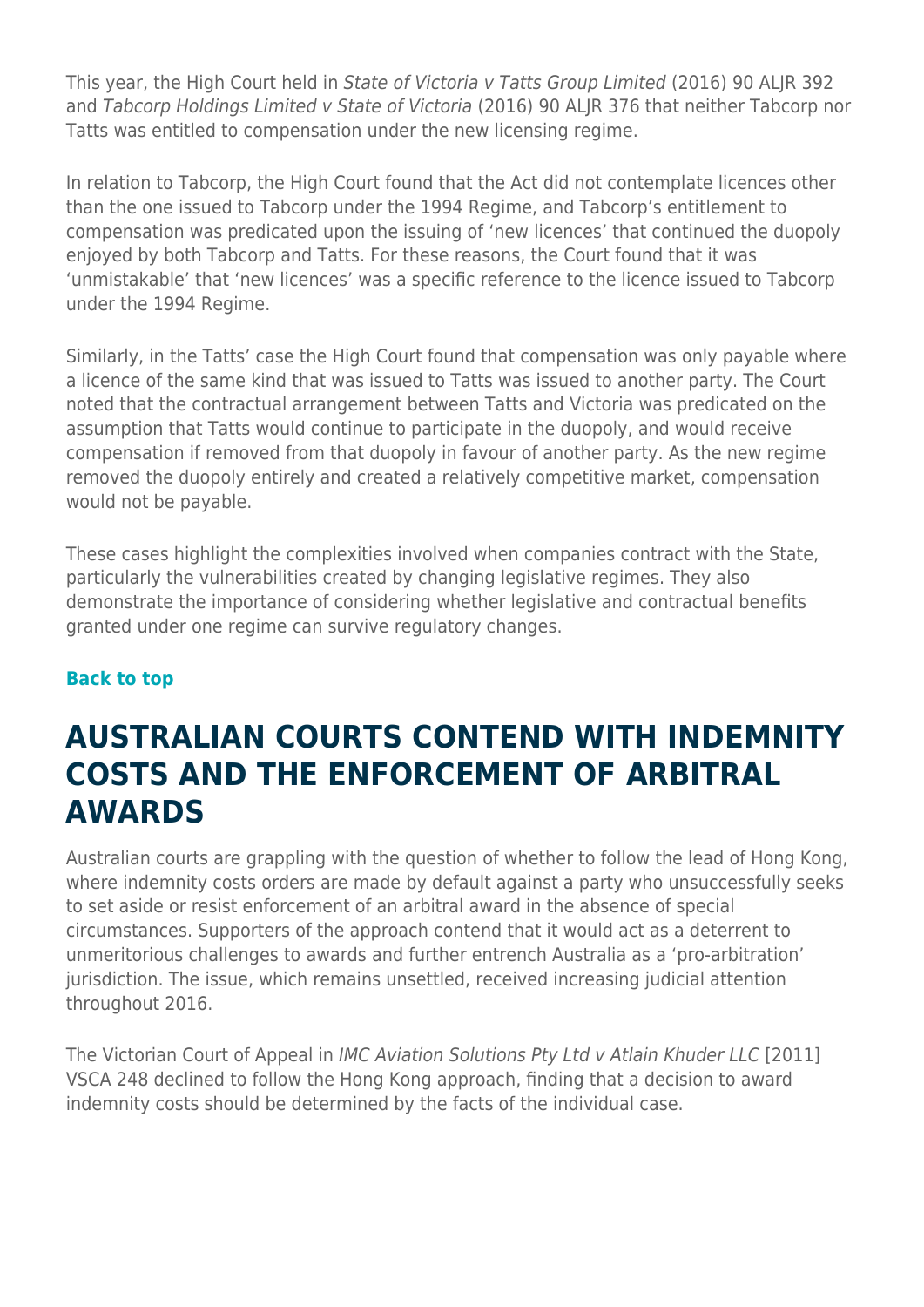This year, the High Court held in *State of Victoria v Tatts Group Limited* (2016) 90 ALJR 392 and *Tabcorp Holdings Limited v State of Victoria* (2016) 90 ALJR 376 that neither Tabcorp nor Tatts was entitled to compensation under the new licensing regime.

In relation to Tabcorp, the High Court found that the Act did not contemplate licences other than the one issued to Tabcorp under the 1994 Regime, and Tabcorp's entitlement to compensation was predicated upon the issuing of 'new licences' that continued the duopoly enjoyed by both Tabcorp and Tatts. For these reasons, the Court found that it was 'unmistakable' that 'new licences' was a specific reference to the licence issued to Tabcorp under the 1994 Regime.

Similarly, in the Tatts' case the High Court found that compensation was only payable where a licence of the same kind that was issued to Tatts was issued to another party. The Court noted that the contractual arrangement between Tatts and Victoria was predicated on the assumption that Tatts would continue to participate in the duopoly, and would receive compensation if removed from that duopoly in favour of another party. As the new regime removed the duopoly entirely and created a relatively competitive market, compensation would not be payable.

These cases highlight the complexities involved when companies contract with the State, particularly the vulnerabilities created by changing legislative regimes. They also demonstrate the importance of considering whether legislative and contractual benefits granted under one regime can survive regulatory changes.

**Back to top**

# AUSTRALIAN COURTS CONTEND WITH INDEMNITY COSTS AND THE ENFORCEMENT OF ARBITRAL AWARDS

Australian courts are grappling with the question of whether to follow the lead of Hong Kong, where indemnity costs orders are made by default against a party who unsuccessfully seeks to set aside or resist enforcement of an arbitral award in the absence of special circumstances. Supporters of the approach contend that it would act as a deterrent to unmeritorious challenges to awards and further entrench Australia as a 'pro-arbitration' jurisdiction. The issue, which remains unsettled, received increasing judicial attention throughout 2016.

The Victorian Court of Appeal in *IMC Aviation Solutions Pty Ltd v Atlain Khuder LLC* [2011] VSCA 248 declined to follow the Hong Kong approach, finding that a decision to award indemnity costs should be determined by the facts of the individual case.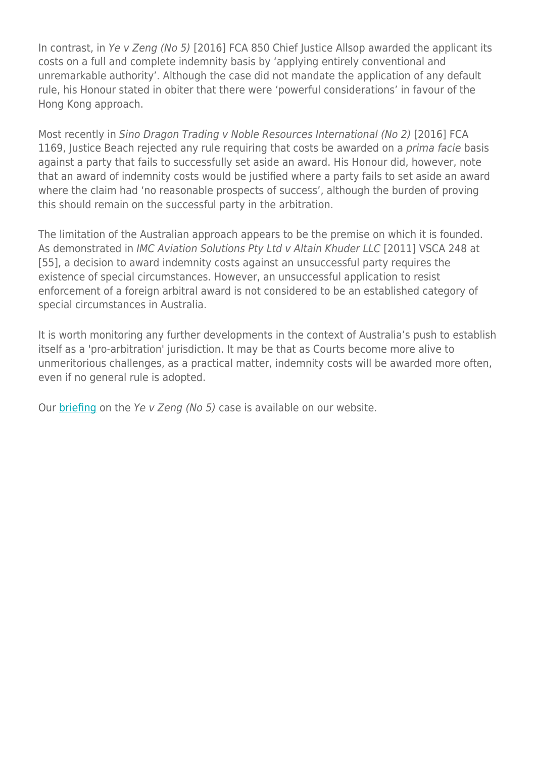In contrast, in *Ye v Zeng (No 5)* [2016] FCA 850 Chief Justice Allsop awarded the applicant its costs on a full and complete indemnity basis by 'applying entirely conventional and unremarkable authority'. Although the case did not mandate the application of any default rule, his Honour stated in obiter that there were 'powerful considerations' in favour of the Hong Kong approach.

Most recently in *Sino Dragon Trading v Noble Resources International (No 2)* [2016] FCA 1169, Justice Beach rejected any rule requiring that costs be awarded on a *prima facie* basis against a party that fails to successfully set aside an award. His Honour did, however, note that an award of indemnity costs would be justified where a party fails to set aside an award where the claim had 'no reasonable prospects of success', although the burden of proving this should remain on the successful party in the arbitration.

The limitation of the Australian approach appears to be the premise on which it is founded. As demonstrated in *IMC Aviation Solutions Pty Ltd v Altain Khuder LLC* [2011] VSCA 248 at [55], a decision to award indemnity costs against an unsuccessful party requires the existence of special circumstances. However, an unsuccessful application to resist enforcement of a foreign arbitral award is not considered to be an established category of special circumstances in Australia.

It is worth monitoring any further developments in the context of Australia's push to establish itself as a 'pro-arbitration' jurisdiction. It may be that as Courts become more alive to unmeritorious challenges, as a practical matter, indemnity costs will be awarded more often, even if no general rule is adopted.

Our briefing on the *Ye v Zeng (No 5)* case is available on our website.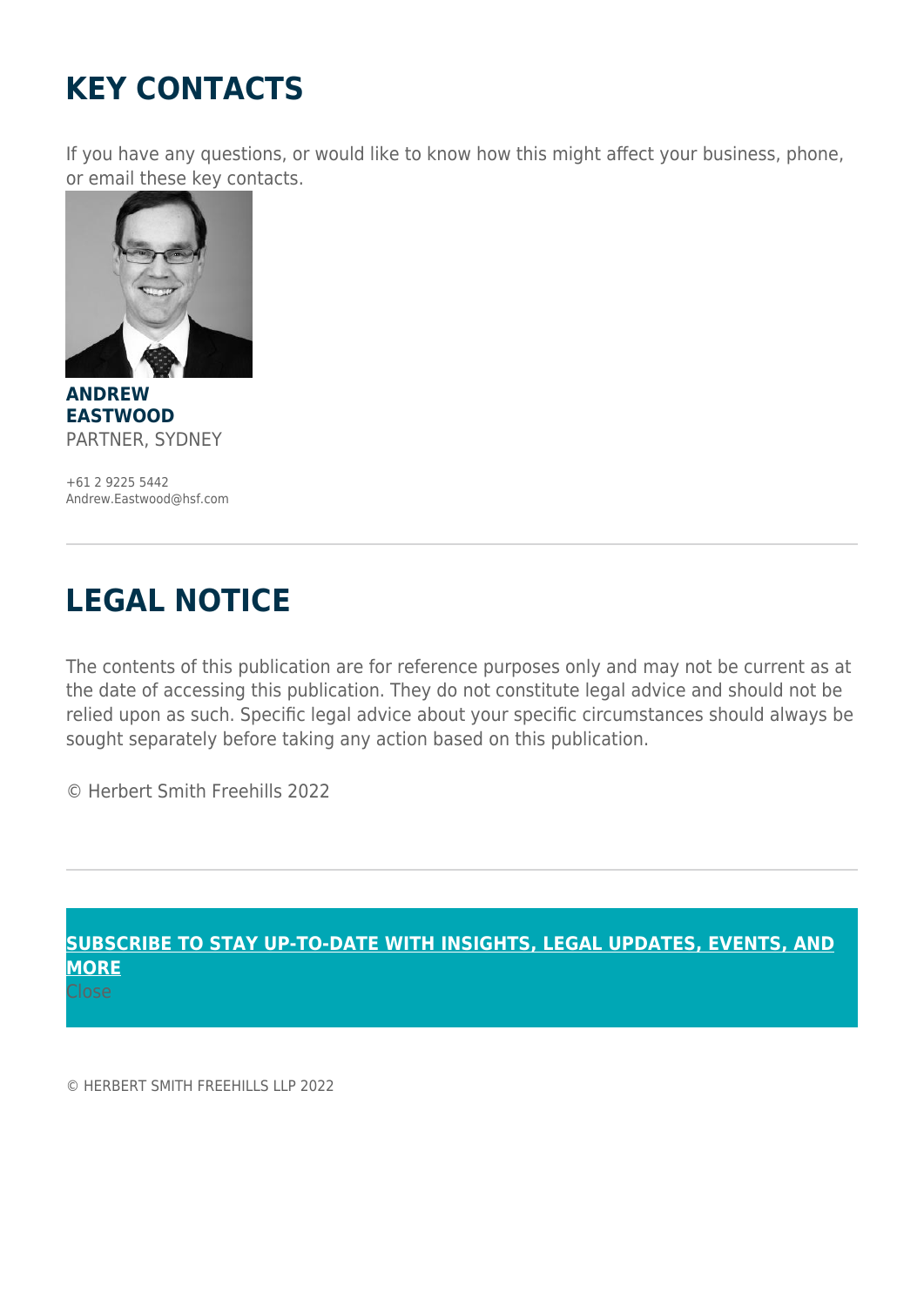## KEY CONTACTS

If you have any questions, or would like to know how this might affect your business, phone, or email these key contacts.

**ANDREW EASTWOOD**
PARTNER, SYDNEY

+61 2 9225 5442
Andrew.Eastwood@hsf.com

---

## LEGAL NOTICE

The contents of this publication are for reference purposes only and may not be current as at the date of accessing this publication. They do not constitute legal advice and should not be relied upon as such. Specific legal advice about your specific circumstances should always be sought separately before taking any action based on this publication.

© Herbert Smith Freehills 2022

---

**SUBSCRIBE TO STAY UP-TO-DATE WITH INSIGHTS, LEGAL UPDATES, EVENTS, AND MORE**

Close

© HERBERT SMITH FREEHILLS LLP 2022